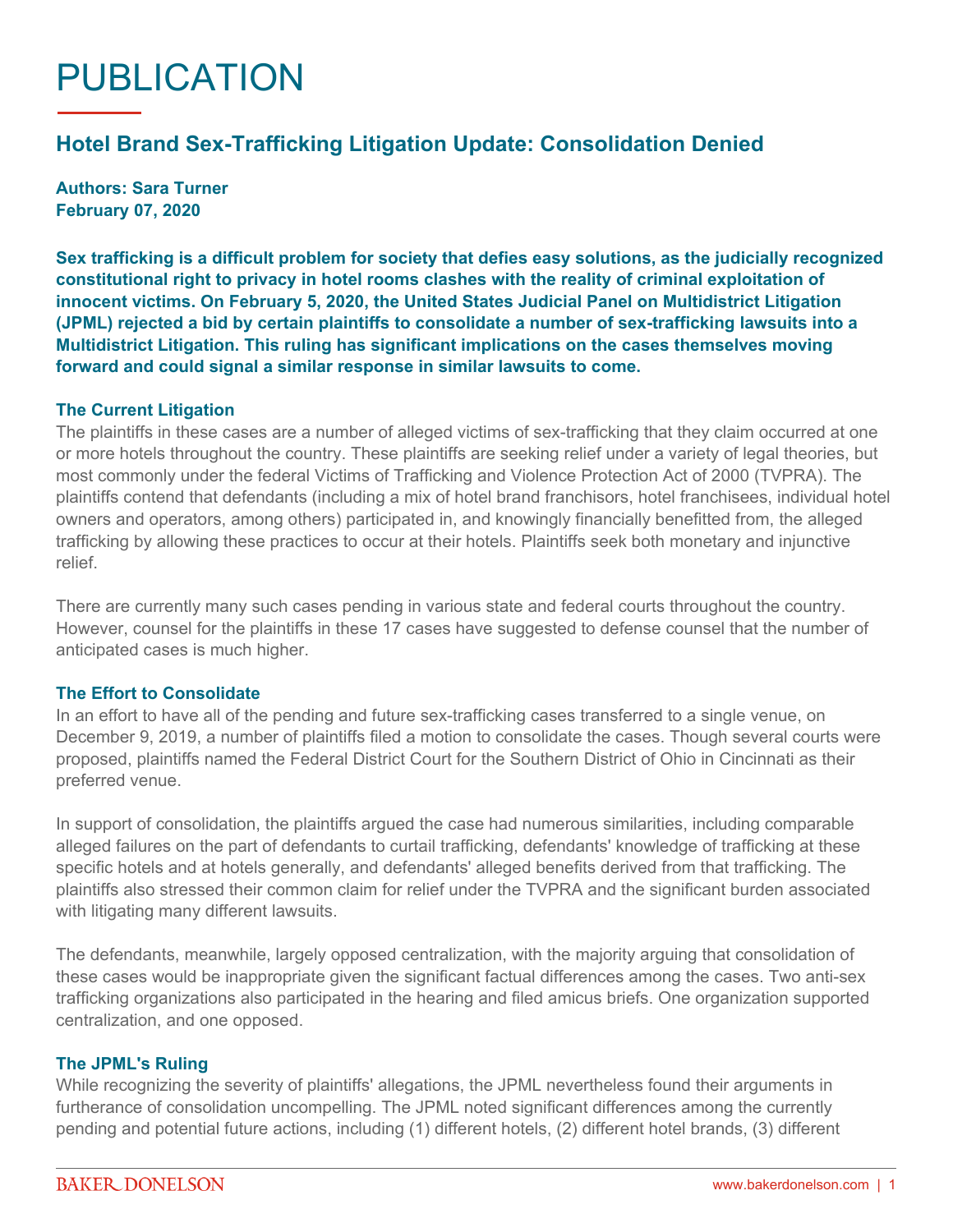# PUBLICATION

## Hotel Brand Sex-Trafficking Litigation Update: Consolidation Denied

**Authors: Sara Turner**
**February 07, 2020**

**Sex trafficking is a difficult problem for society that defies easy solutions, as the judicially recognized constitutional right to privacy in hotel rooms clashes with the reality of criminal exploitation of innocent victims. On February 5, 2020, the United States Judicial Panel on Multidistrict Litigation (JPML) rejected a bid by certain plaintiffs to consolidate a number of sex-trafficking lawsuits into a Multidistrict Litigation. This ruling has significant implications on the cases themselves moving forward and could signal a similar response in similar lawsuits to come.**

### The Current Litigation

The plaintiffs in these cases are a number of alleged victims of sex-trafficking that they claim occurred at one or more hotels throughout the country. These plaintiffs are seeking relief under a variety of legal theories, but most commonly under the federal Victims of Trafficking and Violence Protection Act of 2000 (TVPRA). The plaintiffs contend that defendants (including a mix of hotel brand franchisors, hotel franchisees, individual hotel owners and operators, among others) participated in, and knowingly financially benefitted from, the alleged trafficking by allowing these practices to occur at their hotels. Plaintiffs seek both monetary and injunctive relief.

There are currently many such cases pending in various state and federal courts throughout the country. However, counsel for the plaintiffs in these 17 cases have suggested to defense counsel that the number of anticipated cases is much higher.

### The Effort to Consolidate

In an effort to have all of the pending and future sex-trafficking cases transferred to a single venue, on December 9, 2019, a number of plaintiffs filed a motion to consolidate the cases. Though several courts were proposed, plaintiffs named the Federal District Court for the Southern District of Ohio in Cincinnati as their preferred venue.

In support of consolidation, the plaintiffs argued the case had numerous similarities, including comparable alleged failures on the part of defendants to curtail trafficking, defendants' knowledge of trafficking at these specific hotels and at hotels generally, and defendants' alleged benefits derived from that trafficking. The plaintiffs also stressed their common claim for relief under the TVPRA and the significant burden associated with litigating many different lawsuits.

The defendants, meanwhile, largely opposed centralization, with the majority arguing that consolidation of these cases would be inappropriate given the significant factual differences among the cases. Two anti-sex trafficking organizations also participated in the hearing and filed amicus briefs. One organization supported centralization, and one opposed.

### The JPML's Ruling

While recognizing the severity of plaintiffs' allegations, the JPML nevertheless found their arguments in furtherance of consolidation uncompelling. The JPML noted significant differences among the currently pending and potential future actions, including (1) different hotels, (2) different hotel brands, (3) different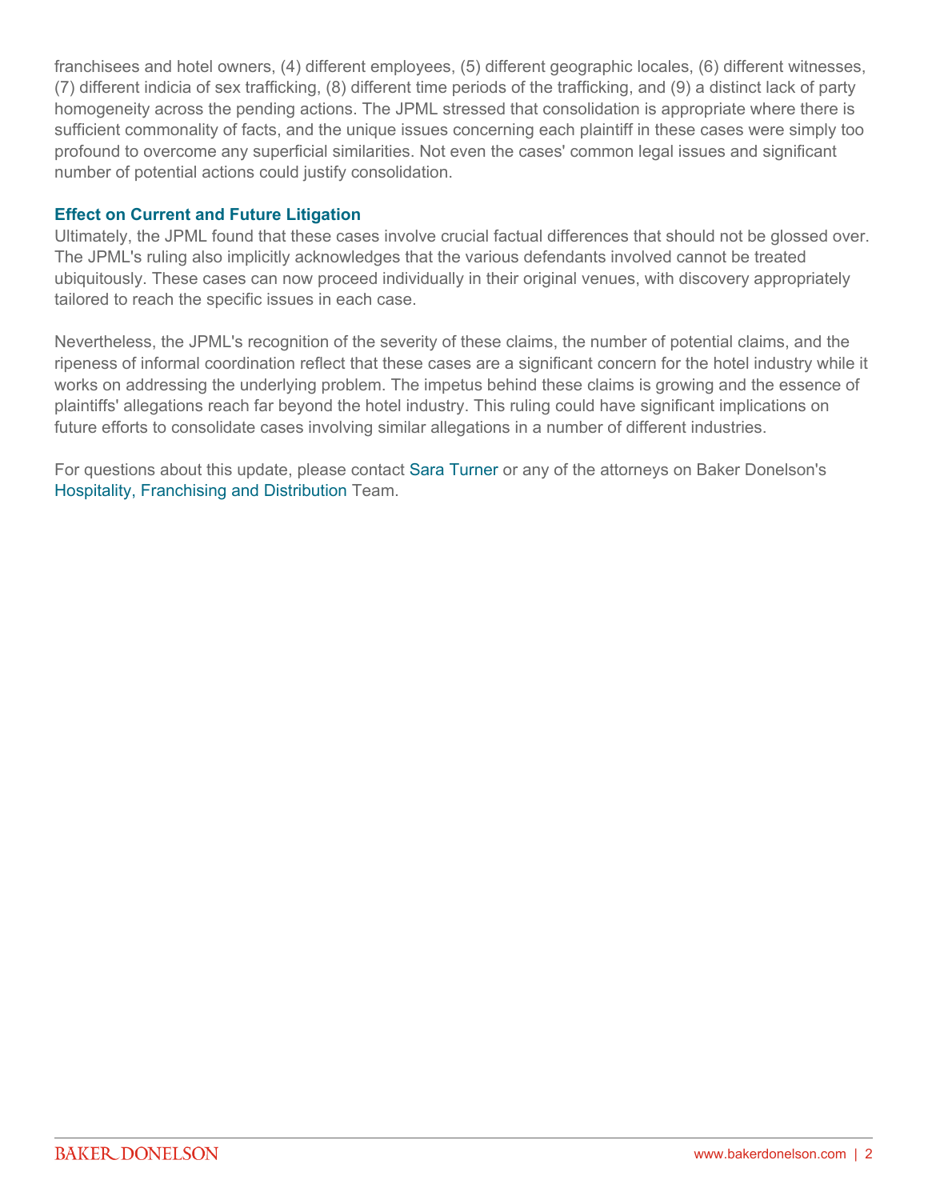franchisees and hotel owners, (4) different employees, (5) different geographic locales, (6) different witnesses, (7) different indicia of sex trafficking, (8) different time periods of the trafficking, and (9) a distinct lack of party homogeneity across the pending actions. The JPML stressed that consolidation is appropriate where there is sufficient commonality of facts, and the unique issues concerning each plaintiff in these cases were simply too profound to overcome any superficial similarities. Not even the cases' common legal issues and significant number of potential actions could justify consolidation.

### Effect on Current and Future Litigation

Ultimately, the JPML found that these cases involve crucial factual differences that should not be glossed over. The JPML's ruling also implicitly acknowledges that the various defendants involved cannot be treated ubiquitously. These cases can now proceed individually in their original venues, with discovery appropriately tailored to reach the specific issues in each case.

Nevertheless, the JPML's recognition of the severity of these claims, the number of potential claims, and the ripeness of informal coordination reflect that these cases are a significant concern for the hotel industry while it works on addressing the underlying problem. The impetus behind these claims is growing and the essence of plaintiffs' allegations reach far beyond the hotel industry. This ruling could have significant implications on future efforts to consolidate cases involving similar allegations in a number of different industries.

For questions about this update, please contact Sara Turner or any of the attorneys on Baker Donelson's Hospitality, Franchising and Distribution Team.